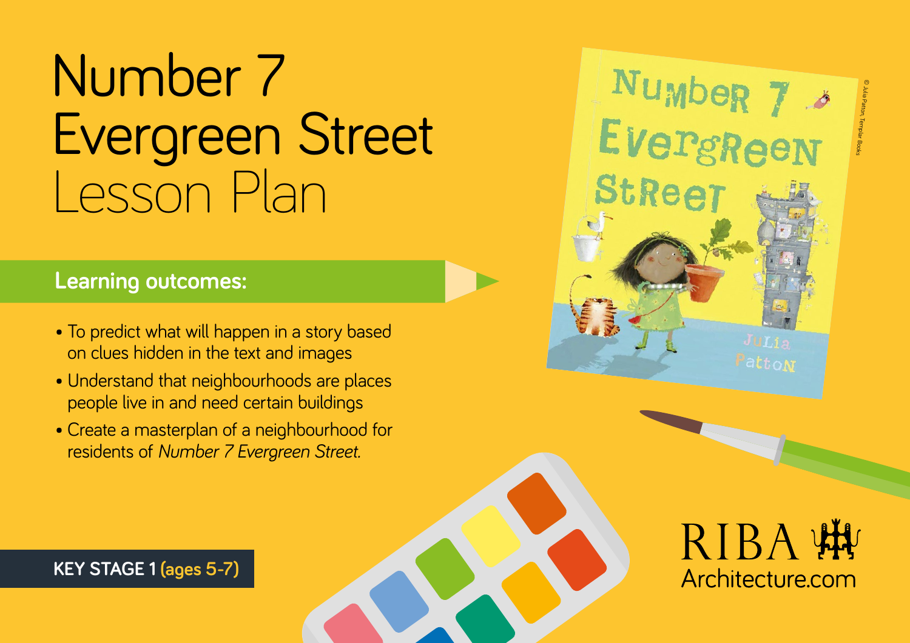# Number 7 Evergreen Street Lesson Plan

## Learning outcomes:

- To predict what will happen in a story based on clues hidden in the text and images
- Understand that neighbourhoods are places people live in and need certain buildings
- Create a masterplan of a neighbourhood for residents of *Number 7 Evergreen Street.*

Number 7 Evergreen Street

Julia Patton

© Julia Patton, Templar Books

**KEY STAGE 1 (ages 5-7)**

RIBA

Architecture.com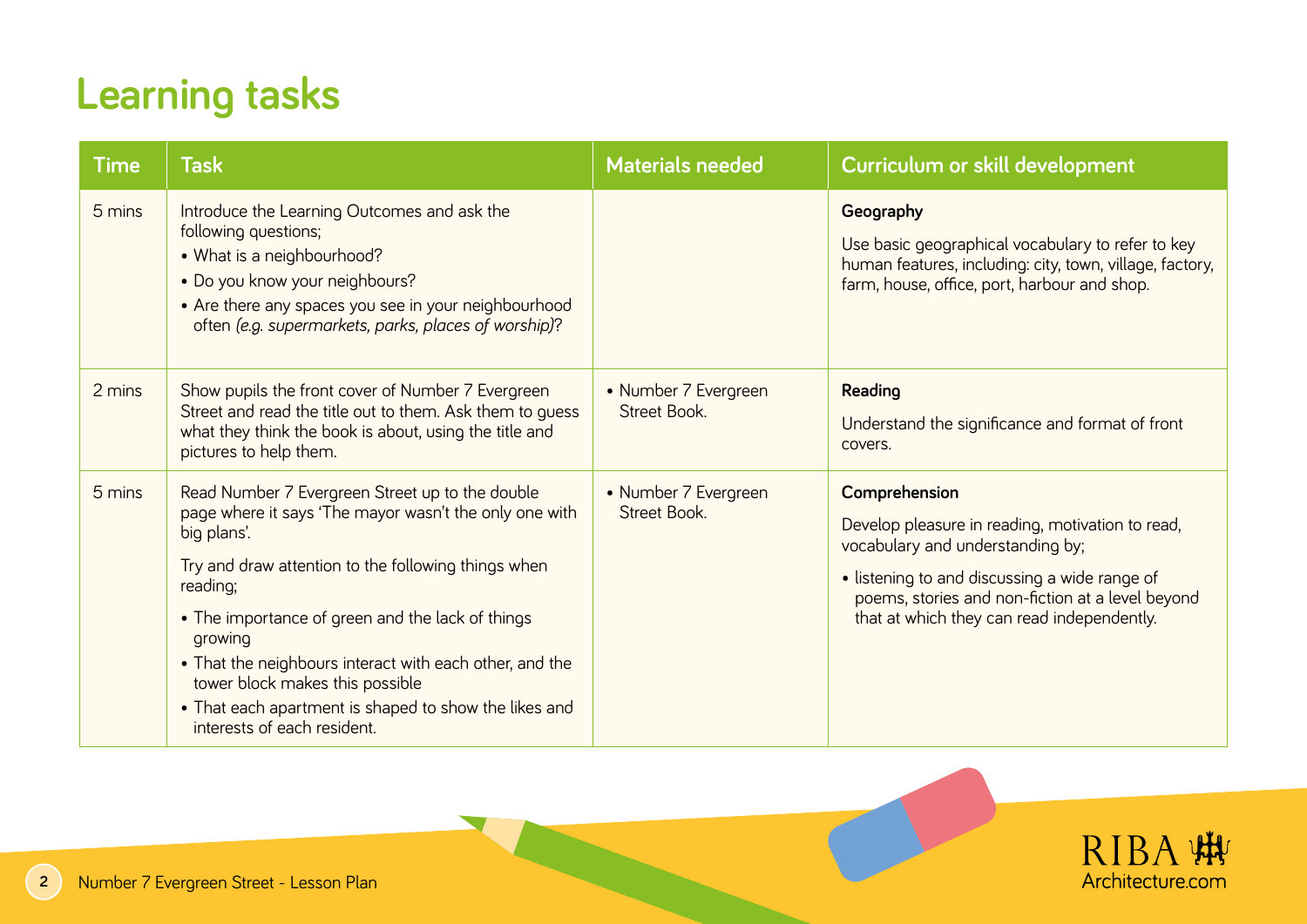# Learning tasks

| Time | Task | Materials needed | Curriculum or skill development |
|---|---|---|---|
| 5 mins | Introduce the Learning Outcomes and ask the following questions;<br>• What is a neighbourhood?<br>• Do you know your neighbours?<br>• Are there any spaces you see in your neighbourhood often *(e.g. supermarkets, parks, places of worship)*? | | **Geography**<br>Use basic geographical vocabulary to refer to key human features, including: city, town, village, factory, farm, house, office, port, harbour and shop. |
| 2 mins | Show pupils the front cover of Number 7 Evergreen Street and read the title out to them. Ask them to guess what they think the book is about, using the title and pictures to help them. | • Number 7 Evergreen Street Book. | **Reading**<br>Understand the significance and format of front covers. |
| 5 mins | Read Number 7 Evergreen Street up to the double page where it says 'The mayor wasn't the only one with big plans'.<br>Try and draw attention to the following things when reading;<br>• The importance of green and the lack of things growing<br>• That the neighbours interact with each other, and the tower block makes this possible<br>• That each apartment is shaped to show the likes and interests of each resident. | • Number 7 Evergreen Street Book. | **Comprehension**<br>Develop pleasure in reading, motivation to read, vocabulary and understanding by;<br>• listening to and discussing a wide range of poems, stories and non-fiction at a level beyond that at which they can read independently. |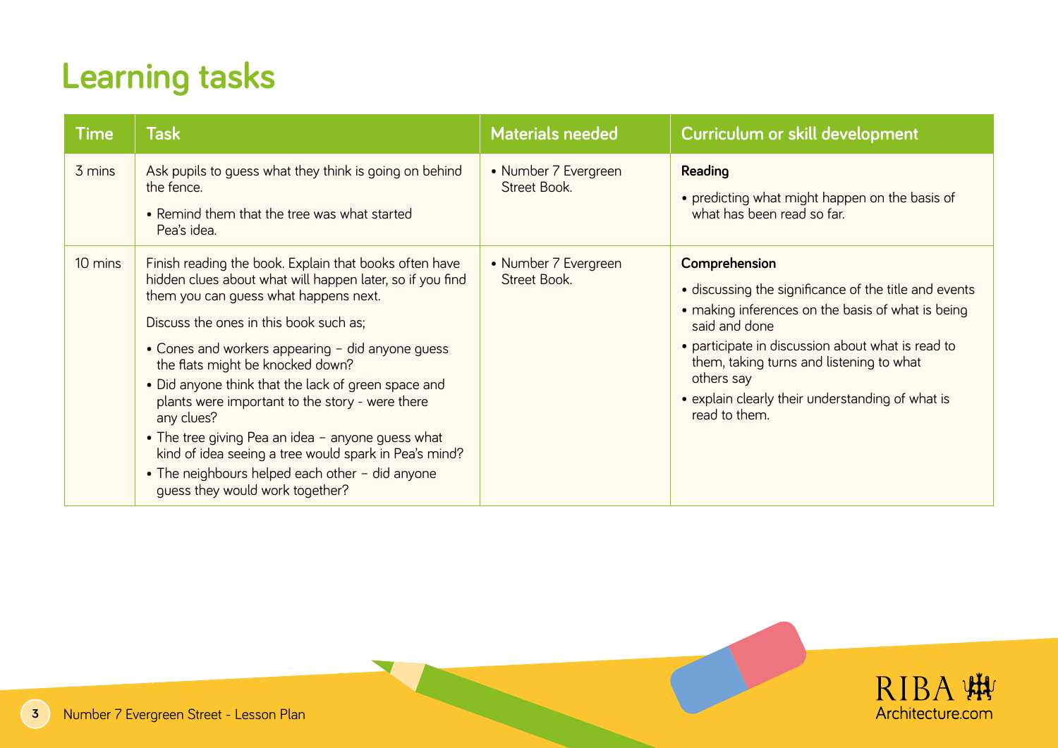# Learning tasks

| Time | Task | Materials needed | Curriculum or skill development |
|---|---|---|---|
| 3 mins | Ask pupils to guess what they think is going on behind the fence.<br>• Remind them that the tree was what started Pea's idea. | • Number 7 Evergreen Street Book. | **Reading**<br>• predicting what might happen on the basis of what has been read so far. |
| 10 mins | Finish reading the book. Explain that books often have hidden clues about what will happen later, so if you find them you can guess what happens next.<br>Discuss the ones in this book such as;<br>• Cones and workers appearing – did anyone guess the flats might be knocked down?<br>• Did anyone think that the lack of green space and plants were important to the story - were there any clues?<br>• The tree giving Pea an idea – anyone guess what kind of idea seeing a tree would spark in Pea's mind?<br>• The neighbours helped each other – did anyone guess they would work together? | • Number 7 Evergreen Street Book. | **Comprehension**<br>• discussing the significance of the title and events<br>• making inferences on the basis of what is being said and done<br>• participate in discussion about what is read to them, taking turns and listening to what others say<br>• explain clearly their understanding of what is read to them. |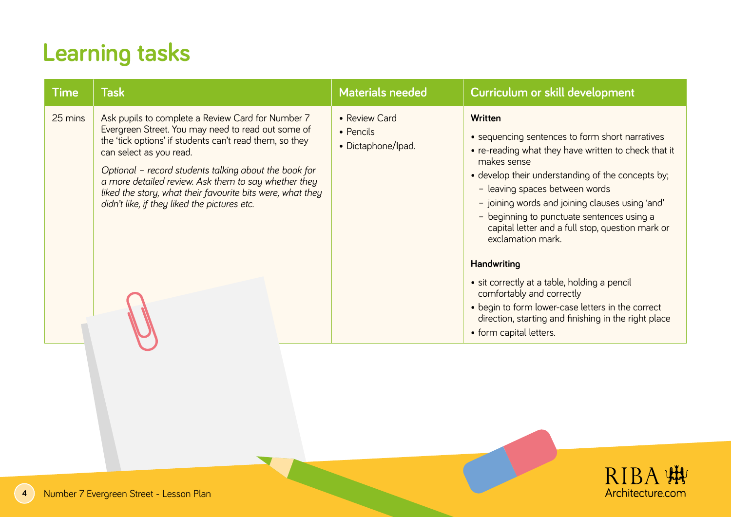# Learning tasks

| Time | Task | Materials needed | Curriculum or skill development |
|---|---|---|---|
| 25 mins | Ask pupils to complete a Review Card for Number 7 Evergreen Street. You may need to read out some of the 'tick options' if students can't read them, so they can select as you read.<br><br>*Optional – record students talking about the book for a more detailed review. Ask them to say whether they liked the story, what their favourite bits were, what they didn't like, if they liked the pictures etc.* | • Review Card<br>• Pencils<br>• Dictaphone/Ipad. | **Written**<br>• sequencing sentences to form short narratives<br>• re-reading what they have written to check that it makes sense<br>• develop their understanding of the concepts by;<br>– leaving spaces between words<br>– joining words and joining clauses using 'and'<br>– beginning to punctuate sentences using a capital letter and a full stop, question mark or exclamation mark.<br><br>**Handwriting**<br>• sit correctly at a table, holding a pencil comfortably and correctly<br>• begin to form lower-case letters in the correct direction, starting and finishing in the right place<br>• form capital letters. |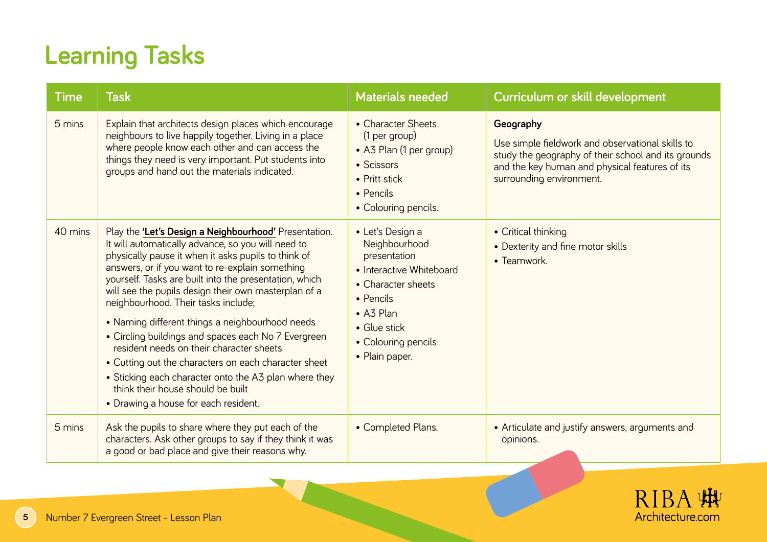# Learning Tasks

| Time | Task | Materials needed | Curriculum or skill development |
|---|---|---|---|
| 5 mins | Explain that architects design places which encourage neighbours to live happily together. Living in a place where people know each other and can access the things they need is very important. Put students into groups and hand out the materials indicated. | • Character Sheets (1 per group)<br>• A3 Plan (1 per group)<br>• Scissors<br>• Pritt stick<br>• Pencils<br>• Colouring pencils. | **Geography**<br>Use simple fieldwork and observational skills to study the geography of their school and its grounds and the key human and physical features of its surrounding environment. |
| 40 mins | Play the **'Let's Design a Neighbourhood'** Presentation. It will automatically advance, so you will need to physically pause it when it asks pupils to think of answers, or if you want to re-explain something yourself. Tasks are built into the presentation, which will see the pupils design their own masterplan of a neighbourhood. Their tasks include;<br>• Naming different things a neighbourhood needs<br>• Circling buildings and spaces each No 7 Evergreen resident needs on their character sheets<br>• Cutting out the characters on each character sheet<br>• Sticking each character onto the A3 plan where they think their house should be built<br>• Drawing a house for each resident. | • Let's Design a Neighbourhood presentation<br>• Interactive Whiteboard<br>• Character sheets<br>• Pencils<br>• A3 Plan<br>• Glue stick<br>• Colouring pencils<br>• Plain paper. | • Critical thinking<br>• Dexterity and fine motor skills<br>• Teamwork. |
| 5 mins | Ask the pupils to share where they put each of the characters. Ask other groups to say if they think it was a good or bad place and give their reasons why. | • Completed Plans. | • Articulate and justify answers, arguments and opinions. |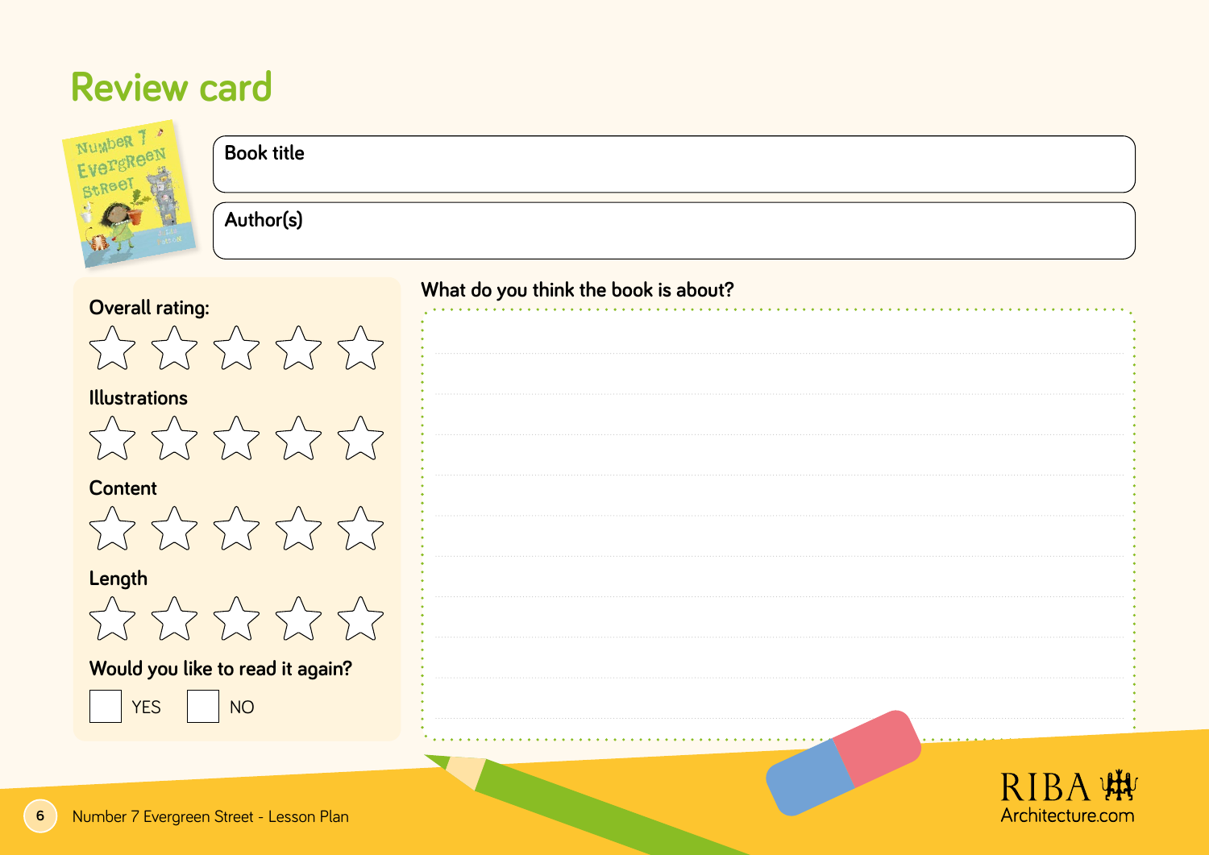# Review card

Book title

Author(s)

Overall rating:

☆ ☆ ☆ ☆ ☆

Illustrations

☆ ☆ ☆ ☆ ☆

Content

☆ ☆ ☆ ☆ ☆

Length

☆ ☆ ☆ ☆ ☆

Would you like to read it again?

☐ YES ☐ NO

What do you think the book is about?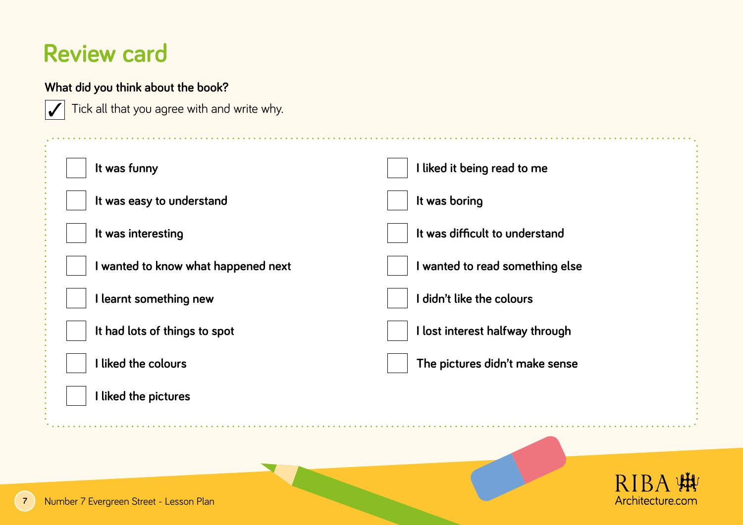# Review card

**What did you think about the book?**

☑ Tick all that you agree with and write why.

- [ ] It was funny
- [ ] It was easy to understand
- [ ] It was interesting
- [ ] I wanted to know what happened next
- [ ] I learnt something new
- [ ] It had lots of things to spot
- [ ] I liked the colours
- [ ] I liked the pictures
- [ ] I liked it being read to me
- [ ] It was boring
- [ ] It was difficult to understand
- [ ] I wanted to read something else
- [ ] I didn't like the colours
- [ ] I lost interest halfway through
- [ ] The pictures didn't make sense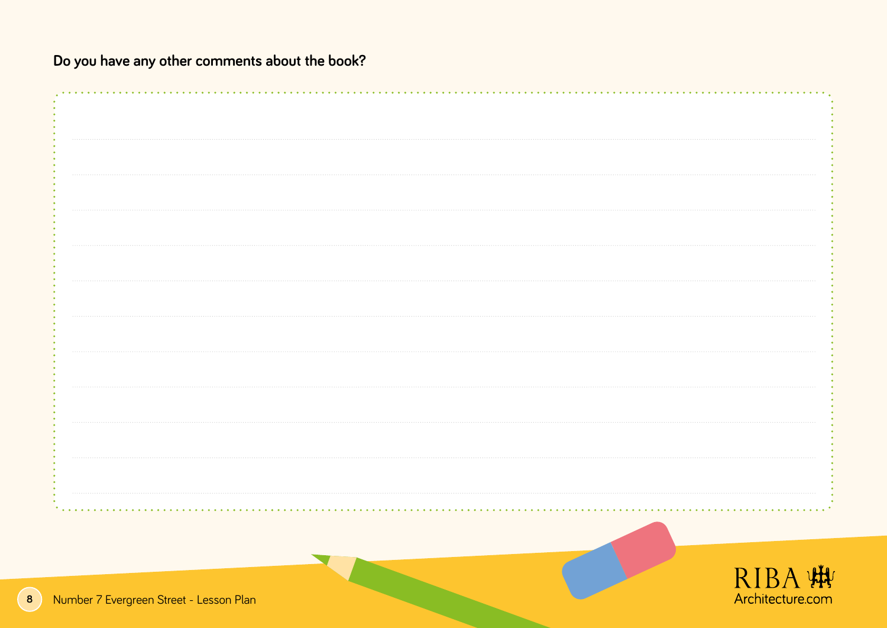**Do you have any other comments about the book?**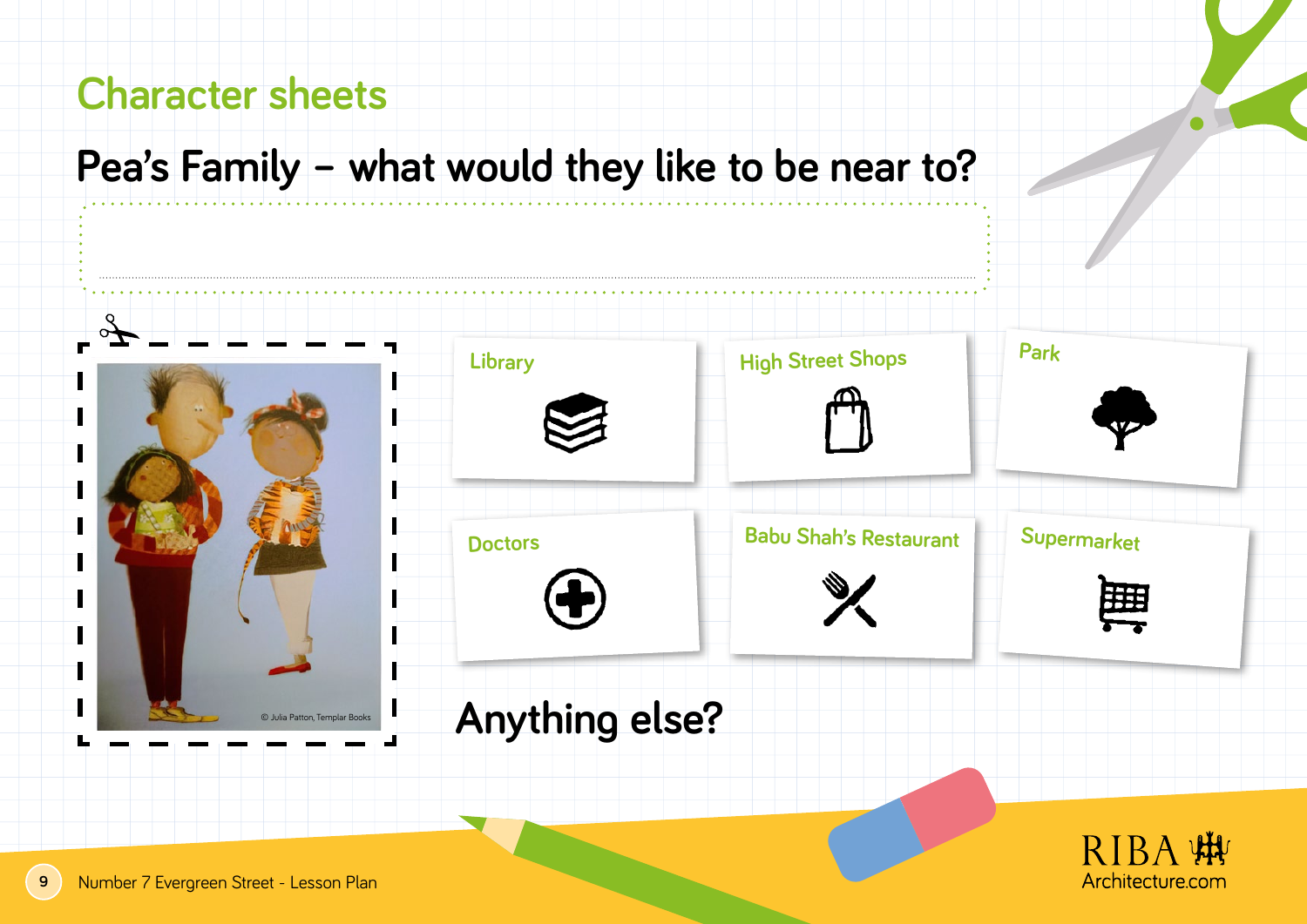# Character sheets

## Pea's Family – what would they like to be near to?

© Julia Patton, Templar Books

Library

High Street Shops

Park

Doctors

Babu Shah's Restaurant

Supermarket

## Anything else?

RIBA
Architecture.com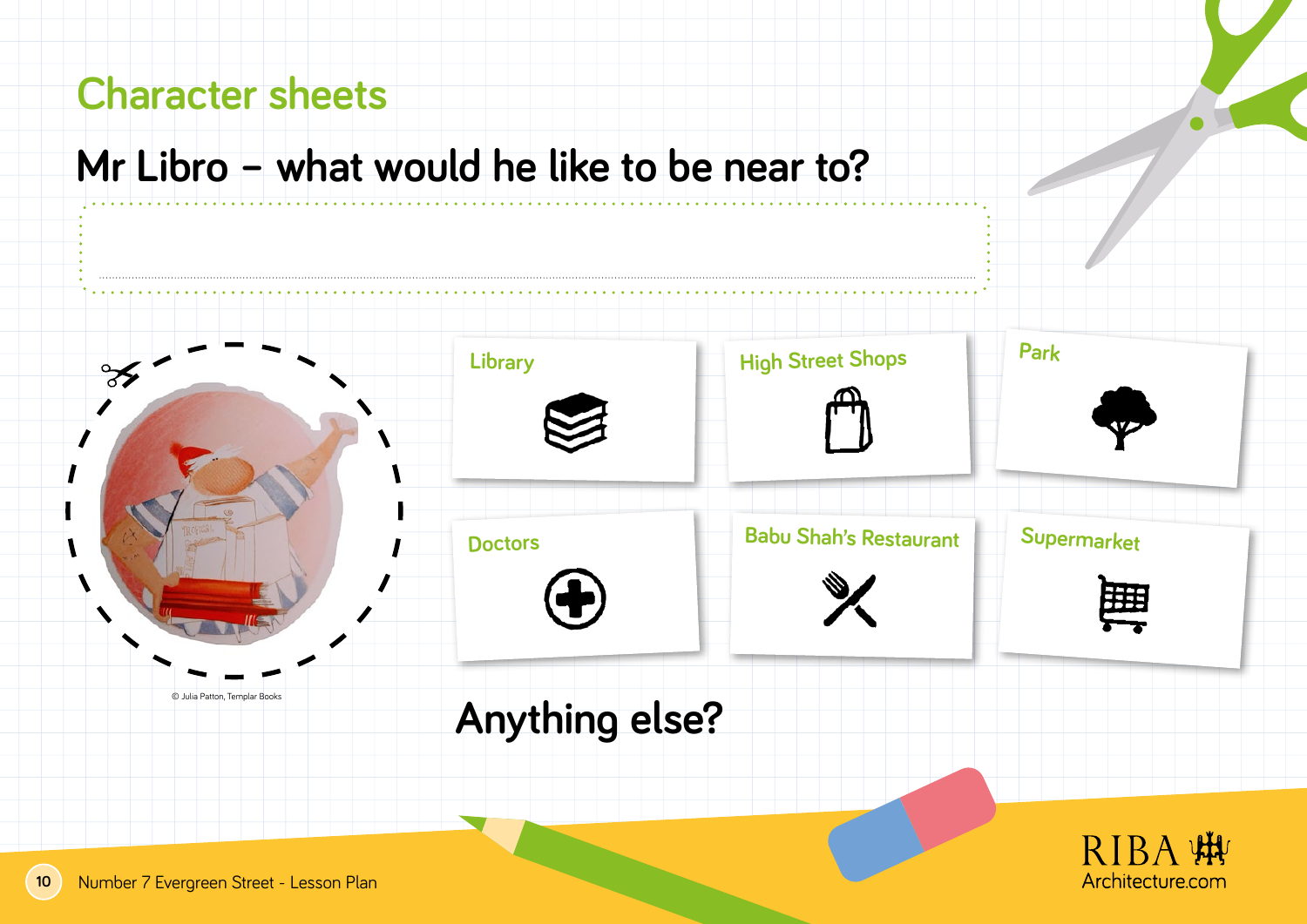# Character sheets

## Mr Libro – what would he like to be near to?

© Julia Patton, Templar Books

Library

High Street Shops

Park

Doctors

Babu Shah's Restaurant

Supermarket

## Anything else?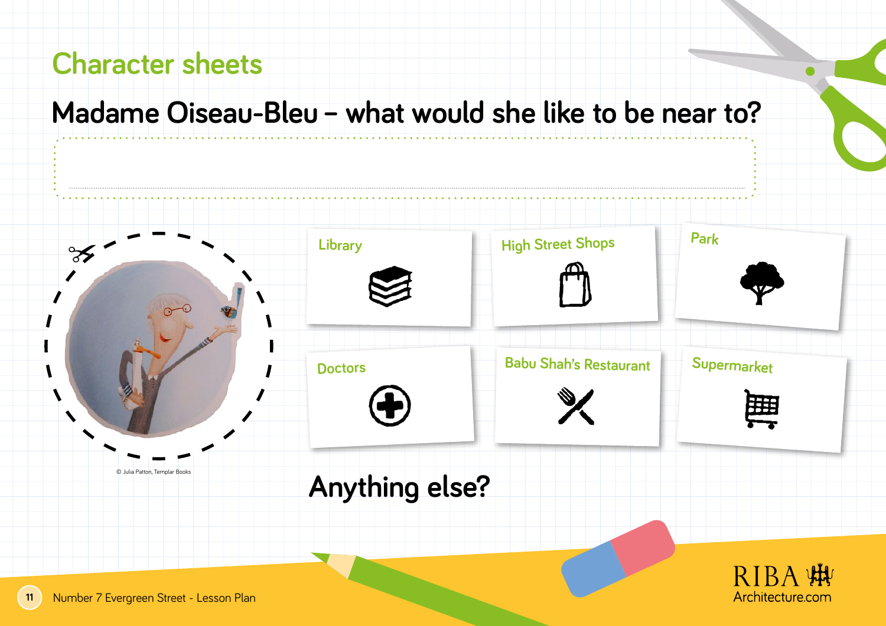# Character sheets

## Madame Oiseau-Bleu – what would she like to be near to?

© Julia Patton, Templar Books

Library

High Street Shops

Park

Doctors

Babu Shah's Restaurant

Supermarket

## Anything else?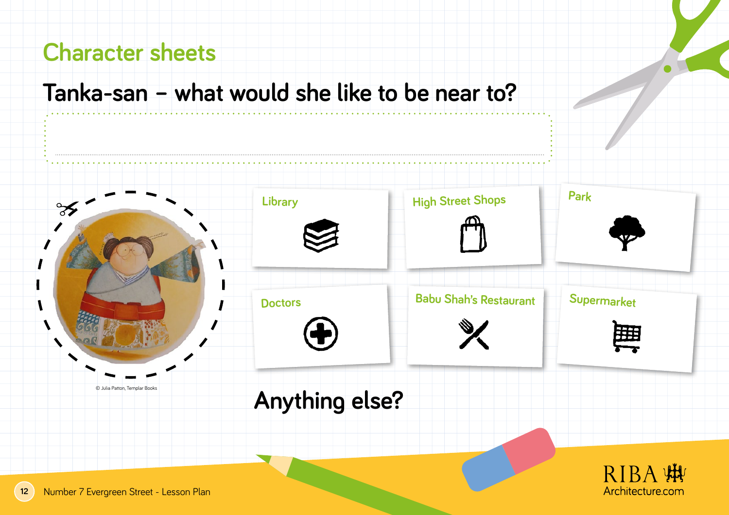## Character sheets

# Tanka-san – what would she like to be near to?

© Julia Patton, Templar Books

Library

High Street Shops

Park

Doctors

Babu Shah's Restaurant

Supermarket

## Anything else?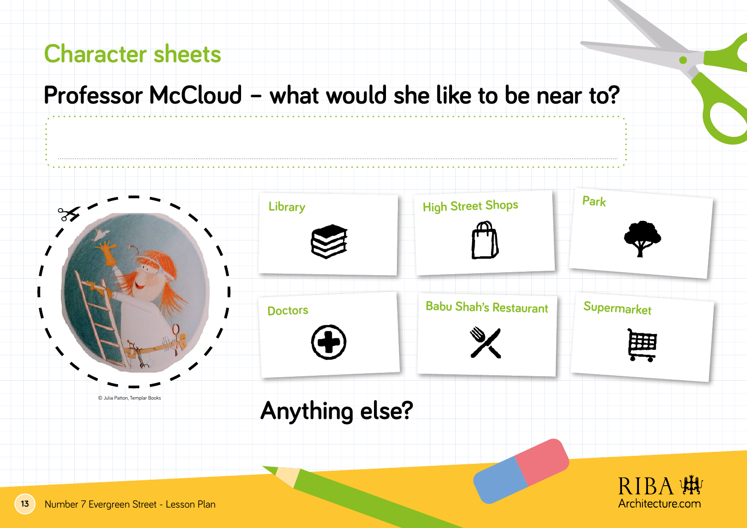## Character sheets

# Professor McCloud – what would she like to be near to?

© Julia Patton, Templar Books

Library

High Street Shops

Park

Doctors

Babu Shah's Restaurant

Supermarket

## Anything else?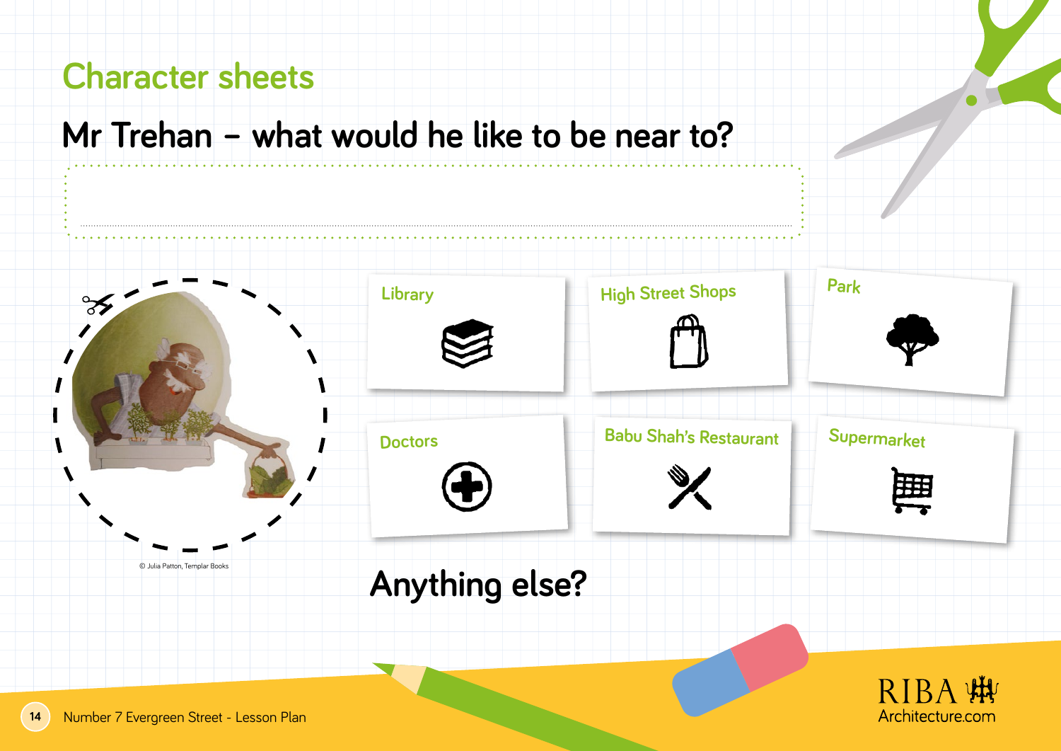## Character sheets

# Mr Trehan – what would he like to be near to?

© Julia Patton, Templar Books

- Library
- High Street Shops
- Park
- Doctors
- Babu Shah's Restaurant
- Supermarket

## Anything else?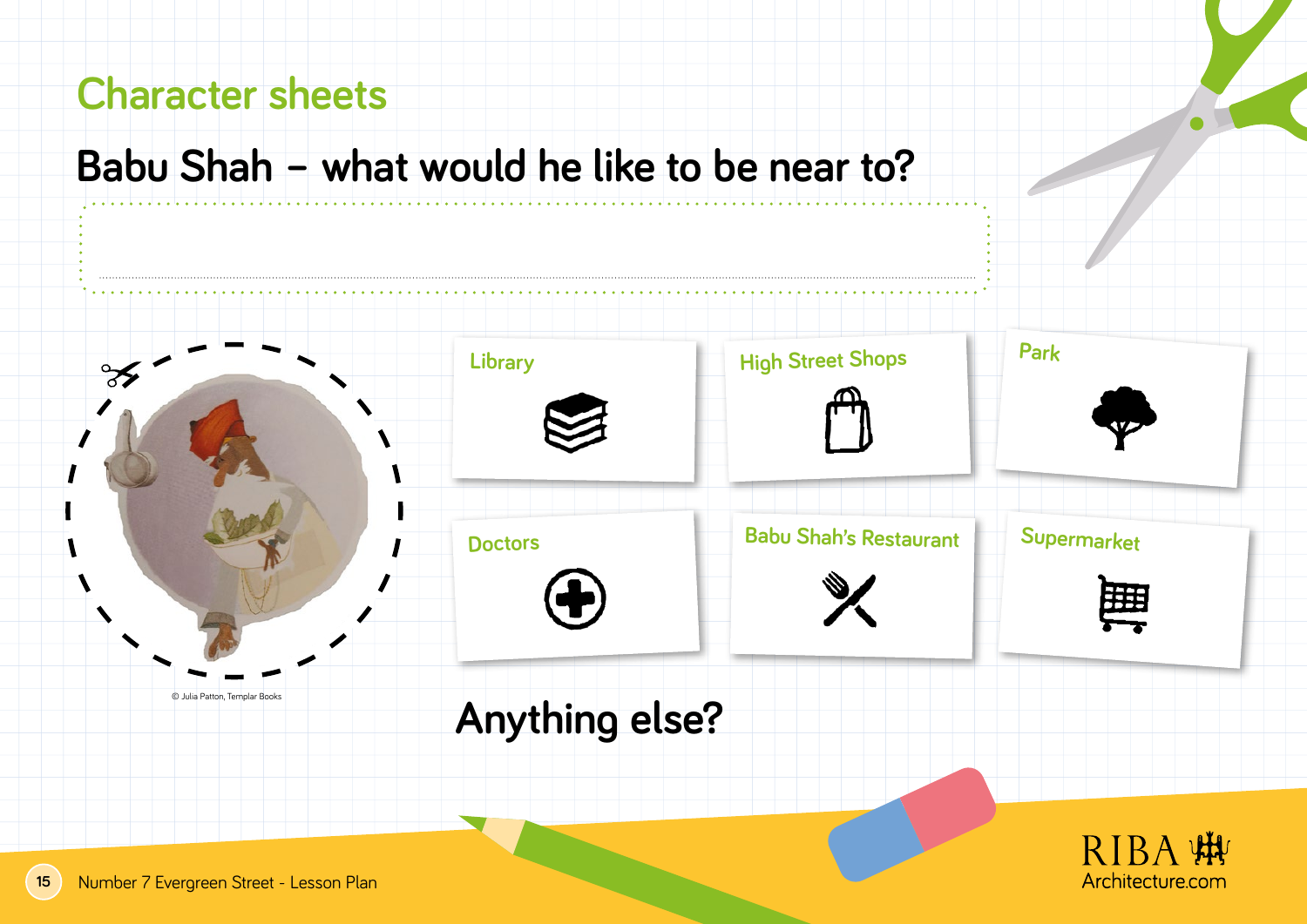## Character sheets

# Babu Shah – what would he like to be near to?

© Julia Patton, Templar Books

Library

High Street Shops

Park

Doctors

Babu Shah's Restaurant

Supermarket

## Anything else?

RIBA
Architecture.com